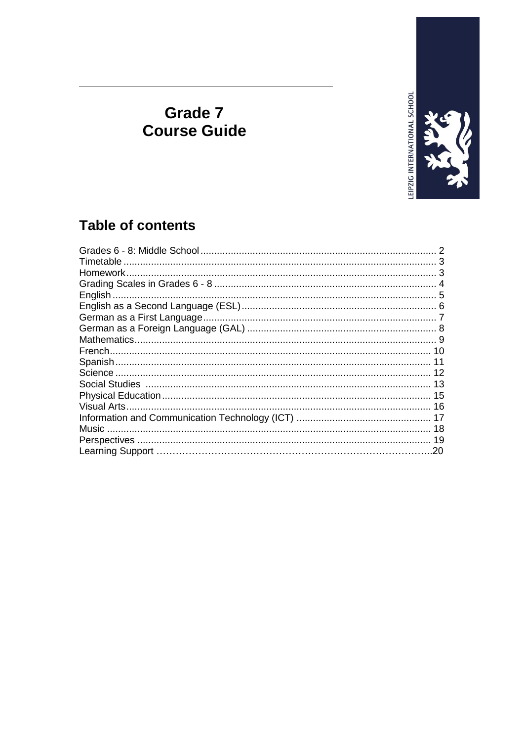LEIPZIG INTERNATIONAL SCHOOL

# Grade 7
# Course Guide

## Table of contents

| | |
|---|---|
| Grades 6 - 8: Middle School | 2 |
| Timetable | 3 |
| Homework | 3 |
| Grading Scales in Grades 6 - 8 | 4 |
| English | 5 |
| English as a Second Language (ESL) | 6 |
| German as a First Language | 7 |
| German as a Foreign Language (GAL) | 8 |
| Mathematics | 9 |
| French | 10 |
| Spanish | 11 |
| Science | 12 |
| Social Studies | 13 |
| Physical Education | 15 |
| Visual Arts | 16 |
| Information and Communication Technology (ICT) | 17 |
| Music | 18 |
| Perspectives | 19 |
| Learning Support | 20 |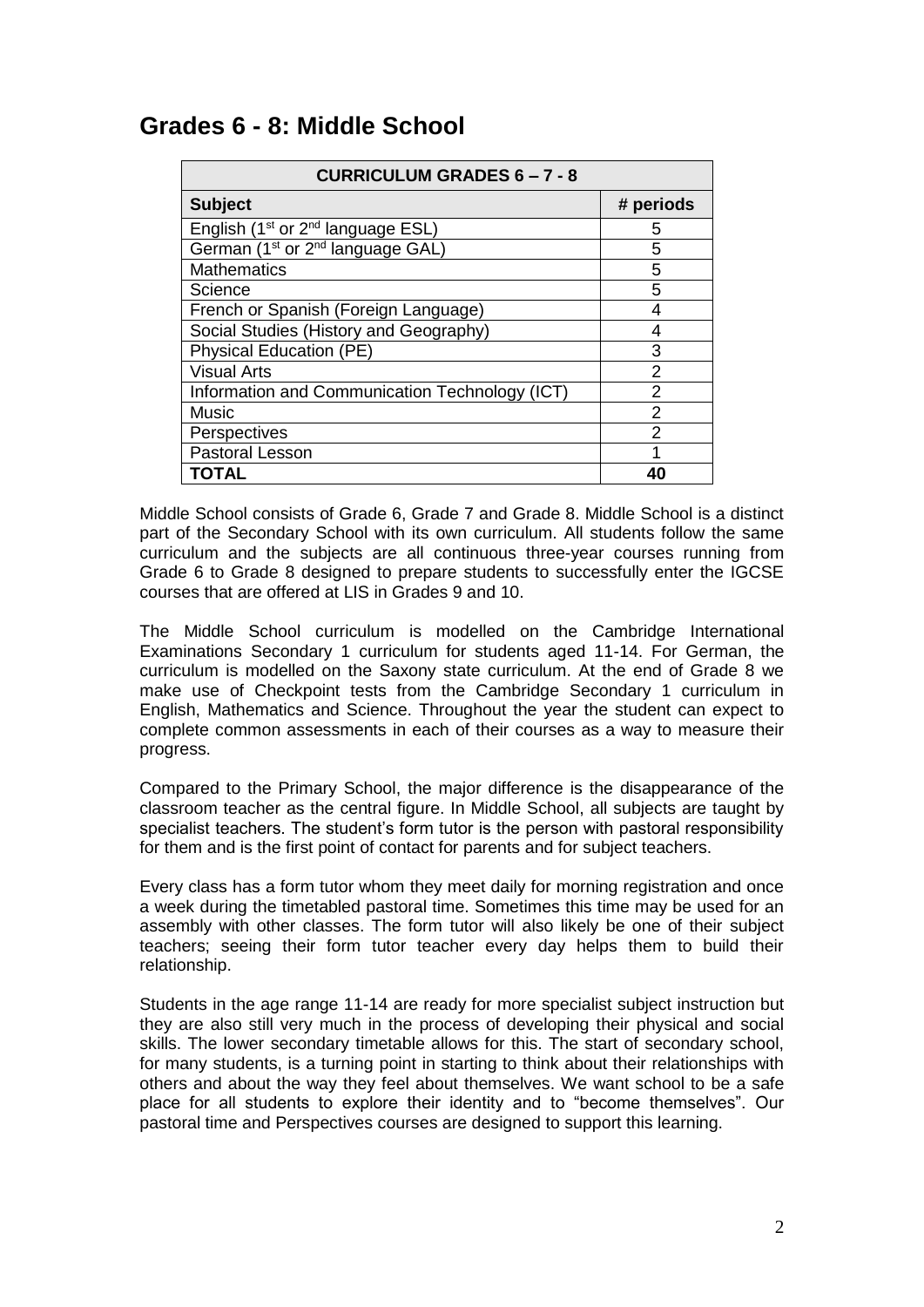## Grades 6 - 8: Middle School

| CURRICULUM GRADES 6 – 7 - 8 | |
|---|---|
| **Subject** | **# periods** |
| English (1st or 2nd language ESL) | 5 |
| German (1st or 2nd language GAL) | 5 |
| Mathematics | 5 |
| Science | 5 |
| French or Spanish (Foreign Language) | 4 |
| Social Studies (History and Geography) | 4 |
| Physical Education (PE) | 3 |
| Visual Arts | 2 |
| Information and Communication Technology (ICT) | 2 |
| Music | 2 |
| Perspectives | 2 |
| Pastoral Lesson | 1 |
| **TOTAL** | **40** |

Middle School consists of Grade 6, Grade 7 and Grade 8. Middle School is a distinct part of the Secondary School with its own curriculum. All students follow the same curriculum and the subjects are all continuous three-year courses running from Grade 6 to Grade 8 designed to prepare students to successfully enter the IGCSE courses that are offered at LIS in Grades 9 and 10.

The Middle School curriculum is modelled on the Cambridge International Examinations Secondary 1 curriculum for students aged 11-14. For German, the curriculum is modelled on the Saxony state curriculum. At the end of Grade 8 we make use of Checkpoint tests from the Cambridge Secondary 1 curriculum in English, Mathematics and Science. Throughout the year the student can expect to complete common assessments in each of their courses as a way to measure their progress.

Compared to the Primary School, the major difference is the disappearance of the classroom teacher as the central figure. In Middle School, all subjects are taught by specialist teachers. The student's form tutor is the person with pastoral responsibility for them and is the first point of contact for parents and for subject teachers.

Every class has a form tutor whom they meet daily for morning registration and once a week during the timetabled pastoral time. Sometimes this time may be used for an assembly with other classes. The form tutor will also likely be one of their subject teachers; seeing their form tutor teacher every day helps them to build their relationship.

Students in the age range 11-14 are ready for more specialist subject instruction but they are also still very much in the process of developing their physical and social skills. The lower secondary timetable allows for this. The start of secondary school, for many students, is a turning point in starting to think about their relationships with others and about the way they feel about themselves. We want school to be a safe place for all students to explore their identity and to "become themselves". Our pastoral time and Perspectives courses are designed to support this learning.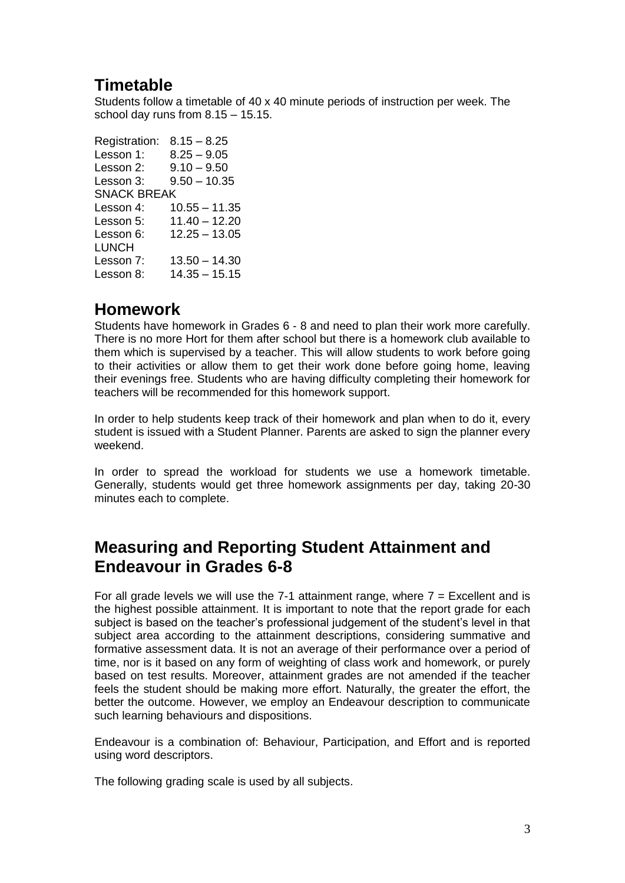## Timetable

Students follow a timetable of 40 x 40 minute periods of instruction per week. The school day runs from 8.15 – 15.15.

Registration: 8.15 – 8.25
Lesson 1: 8.25 – 9.05
Lesson 2: 9.10 – 9.50
Lesson 3: 9.50 – 10.35
SNACK BREAK
Lesson 4: 10.55 – 11.35
Lesson 5: 11.40 – 12.20
Lesson 6: 12.25 – 13.05
LUNCH
Lesson 7: 13.50 – 14.30
Lesson 8: 14.35 – 15.15

## Homework

Students have homework in Grades 6 - 8 and need to plan their work more carefully. There is no more Hort for them after school but there is a homework club available to them which is supervised by a teacher. This will allow students to work before going to their activities or allow them to get their work done before going home, leaving their evenings free. Students who are having difficulty completing their homework for teachers will be recommended for this homework support.

In order to help students keep track of their homework and plan when to do it, every student is issued with a Student Planner. Parents are asked to sign the planner every weekend.

In order to spread the workload for students we use a homework timetable. Generally, students would get three homework assignments per day, taking 20-30 minutes each to complete.

## Measuring and Reporting Student Attainment and Endeavour in Grades 6-8

For all grade levels we will use the 7-1 attainment range, where 7 = Excellent and is the highest possible attainment. It is important to note that the report grade for each subject is based on the teacher's professional judgement of the student's level in that subject area according to the attainment descriptions, considering summative and formative assessment data. It is not an average of their performance over a period of time, nor is it based on any form of weighting of class work and homework, or purely based on test results. Moreover, attainment grades are not amended if the teacher feels the student should be making more effort. Naturally, the greater the effort, the better the outcome. However, we employ an Endeavour description to communicate such learning behaviours and dispositions.

Endeavour is a combination of: Behaviour, Participation, and Effort and is reported using word descriptors.

The following grading scale is used by all subjects.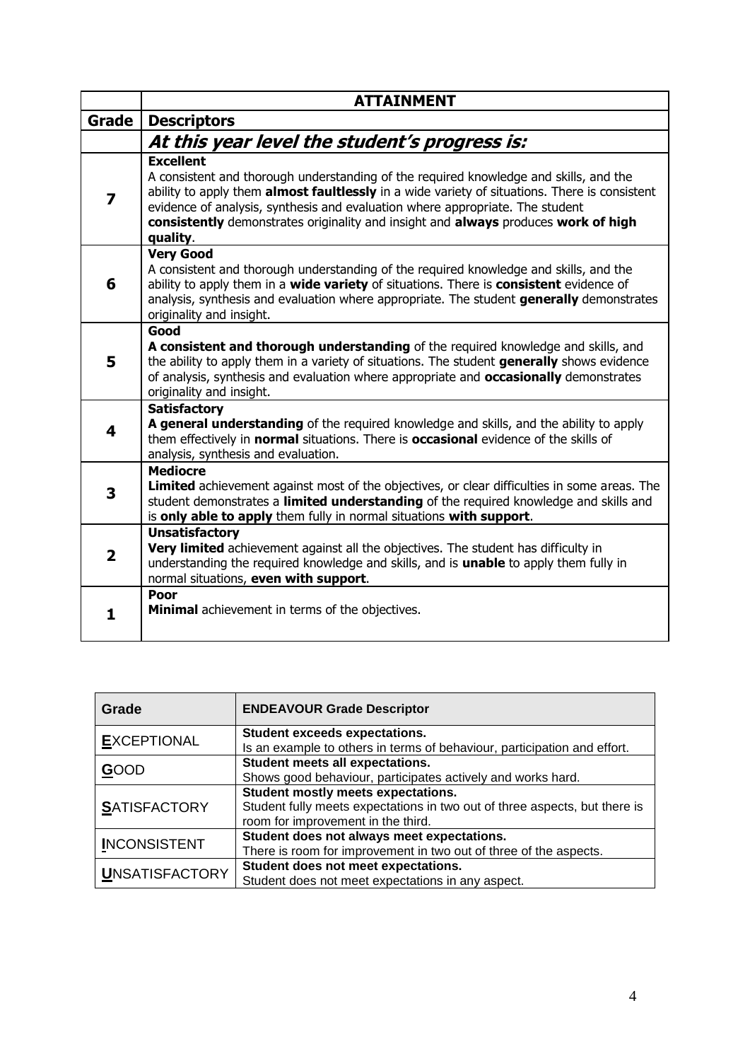| | **ATTAINMENT** |
|---|---|
| **Grade** | **Descriptors** |
| | ***At this year level the student's progress is:*** |
| **7** | **Excellent**<br>A consistent and thorough understanding of the required knowledge and skills, and the ability to apply them **almost faultlessly** in a wide variety of situations. There is consistent evidence of analysis, synthesis and evaluation where appropriate. The student **consistently** demonstrates originality and insight and **always** produces **work of high quality**. |
| **6** | **Very Good**<br>A consistent and thorough understanding of the required knowledge and skills, and the ability to apply them in a **wide variety** of situations. There is **consistent** evidence of analysis, synthesis and evaluation where appropriate. The student **generally** demonstrates originality and insight. |
| **5** | **Good**<br>**A consistent and thorough understanding** of the required knowledge and skills, and the ability to apply them in a variety of situations. The student **generally** shows evidence of analysis, synthesis and evaluation where appropriate and **occasionally** demonstrates originality and insight. |
| **4** | **Satisfactory**<br>**A general understanding** of the required knowledge and skills, and the ability to apply them effectively in **normal** situations. There is **occasional** evidence of the skills of analysis, synthesis and evaluation. |
| **3** | **Mediocre**<br>**Limited** achievement against most of the objectives, or clear difficulties in some areas. The student demonstrates a **limited understanding** of the required knowledge and skills and is **only able to apply** them fully in normal situations **with support**. |
| **2** | **Unsatisfactory**<br>**Very limited** achievement against all the objectives. The student has difficulty in understanding the required knowledge and skills, and is **unable** to apply them fully in normal situations, **even with support**. |
| **1** | **Poor**<br>**Minimal** achievement in terms of the objectives. |

| Grade | ENDEAVOUR Grade Descriptor |
|---|---|
| **E**XCEPTIONAL | **Student exceeds expectations.**<br>Is an example to others in terms of behaviour, participation and effort. |
| **G**OOD | **Student meets all expectations.**<br>Shows good behaviour, participates actively and works hard. |
| **S**ATISFACTORY | **Student mostly meets expectations.**<br>Student fully meets expectations in two out of three aspects, but there is room for improvement in the third. |
| **I**NCONSISTENT | **Student does not always meet expectations.**<br>There is room for improvement in two out of three of the aspects. |
| **U**NSATISFACTORY | **Student does not meet expectations.**<br>Student does not meet expectations in any aspect. |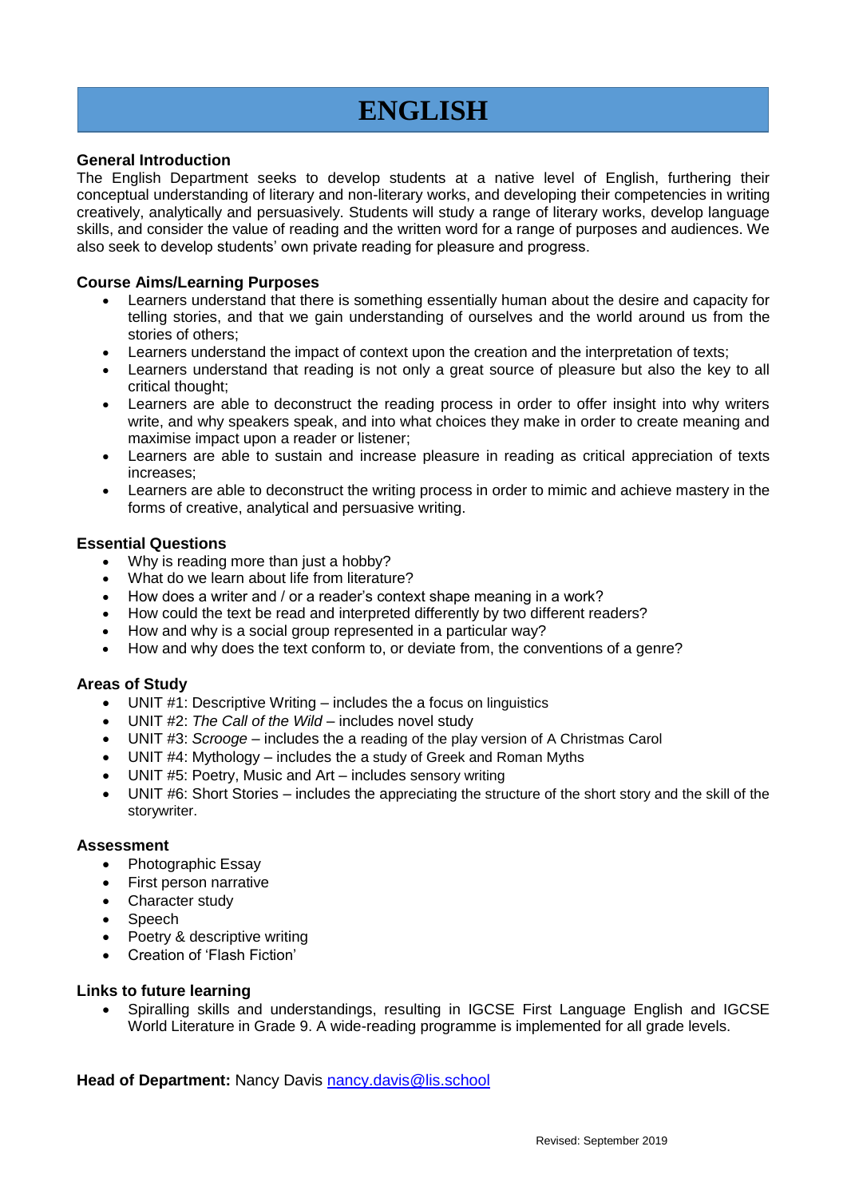# ENGLISH

**General Introduction**

The English Department seeks to develop students at a native level of English, furthering their conceptual understanding of literary and non-literary works, and developing their competencies in writing creatively, analytically and persuasively. Students will study a range of literary works, develop language skills, and consider the value of reading and the written word for a range of purposes and audiences. We also seek to develop students' own private reading for pleasure and progress.

**Course Aims/Learning Purposes**

- Learners understand that there is something essentially human about the desire and capacity for telling stories, and that we gain understanding of ourselves and the world around us from the stories of others;
- Learners understand the impact of context upon the creation and the interpretation of texts;
- Learners understand that reading is not only a great source of pleasure but also the key to all critical thought;
- Learners are able to deconstruct the reading process in order to offer insight into why writers write, and why speakers speak, and into what choices they make in order to create meaning and maximise impact upon a reader or listener;
- Learners are able to sustain and increase pleasure in reading as critical appreciation of texts increases;
- Learners are able to deconstruct the writing process in order to mimic and achieve mastery in the forms of creative, analytical and persuasive writing.

**Essential Questions**

- Why is reading more than just a hobby?
- What do we learn about life from literature?
- How does a writer and / or a reader's context shape meaning in a work?
- How could the text be read and interpreted differently by two different readers?
- How and why is a social group represented in a particular way?
- How and why does the text conform to, or deviate from, the conventions of a genre?

**Areas of Study**

- UNIT #1: Descriptive Writing – includes the a focus on linguistics
- UNIT #2: *The Call of the Wild* – includes novel study
- UNIT #3: *Scrooge* – includes the a reading of the play version of A Christmas Carol
- UNIT #4: Mythology – includes the a study of Greek and Roman Myths
- UNIT #5: Poetry, Music and Art – includes sensory writing
- UNIT #6: Short Stories – includes the appreciating the structure of the short story and the skill of the storywriter.

**Assessment**

- Photographic Essay
- First person narrative
- Character study
- Speech
- Poetry & descriptive writing
- Creation of 'Flash Fiction'

**Links to future learning**

- Spiralling skills and understandings, resulting in IGCSE First Language English and IGCSE World Literature in Grade 9. A wide-reading programme is implemented for all grade levels.

**Head of Department:** Nancy Davis nancy.davis@lis.school

Revised: September 2019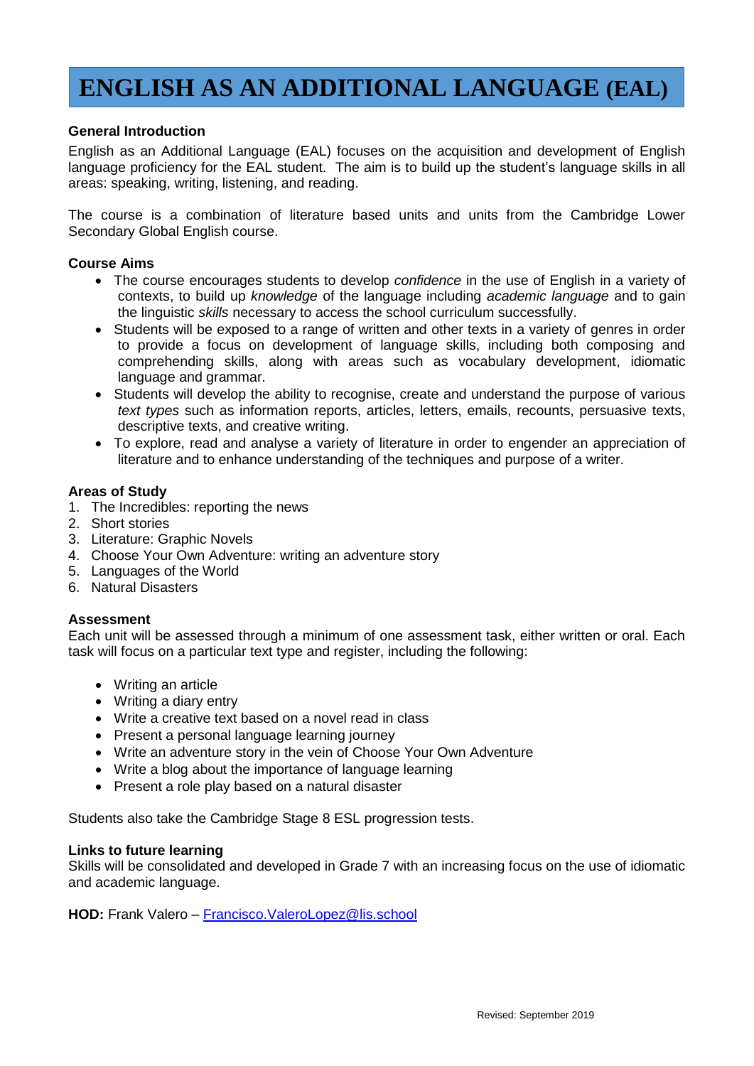# ENGLISH AS AN ADDITIONAL LANGUAGE (EAL)

**General Introduction**

English as an Additional Language (EAL) focuses on the acquisition and development of English language proficiency for the EAL student. The aim is to build up the student's language skills in all areas: speaking, writing, listening, and reading.

The course is a combination of literature based units and units from the Cambridge Lower Secondary Global English course.

**Course Aims**

- The course encourages students to develop *confidence* in the use of English in a variety of contexts, to build up *knowledge* of the language including *academic language* and to gain the linguistic *skills* necessary to access the school curriculum successfully.
- Students will be exposed to a range of written and other texts in a variety of genres in order to provide a focus on development of language skills, including both composing and comprehending skills, along with areas such as vocabulary development, idiomatic language and grammar.
- Students will develop the ability to recognise, create and understand the purpose of various *text types* such as information reports, articles, letters, emails, recounts, persuasive texts, descriptive texts, and creative writing.
- To explore, read and analyse a variety of literature in order to engender an appreciation of literature and to enhance understanding of the techniques and purpose of a writer.

**Areas of Study**

1. The Incredibles: reporting the news
2. Short stories
3. Literature: Graphic Novels
4. Choose Your Own Adventure: writing an adventure story
5. Languages of the World
6. Natural Disasters

**Assessment**

Each unit will be assessed through a minimum of one assessment task, either written or oral. Each task will focus on a particular text type and register, including the following:

- Writing an article
- Writing a diary entry
- Write a creative text based on a novel read in class
- Present a personal language learning journey
- Write an adventure story in the vein of Choose Your Own Adventure
- Write a blog about the importance of language learning
- Present a role play based on a natural disaster

Students also take the Cambridge Stage 8 ESL progression tests.

**Links to future learning**

Skills will be consolidated and developed in Grade 7 with an increasing focus on the use of idiomatic and academic language.

**HOD:** Frank Valero – Francisco.ValeroLopez@lis.school

Revised: September 2019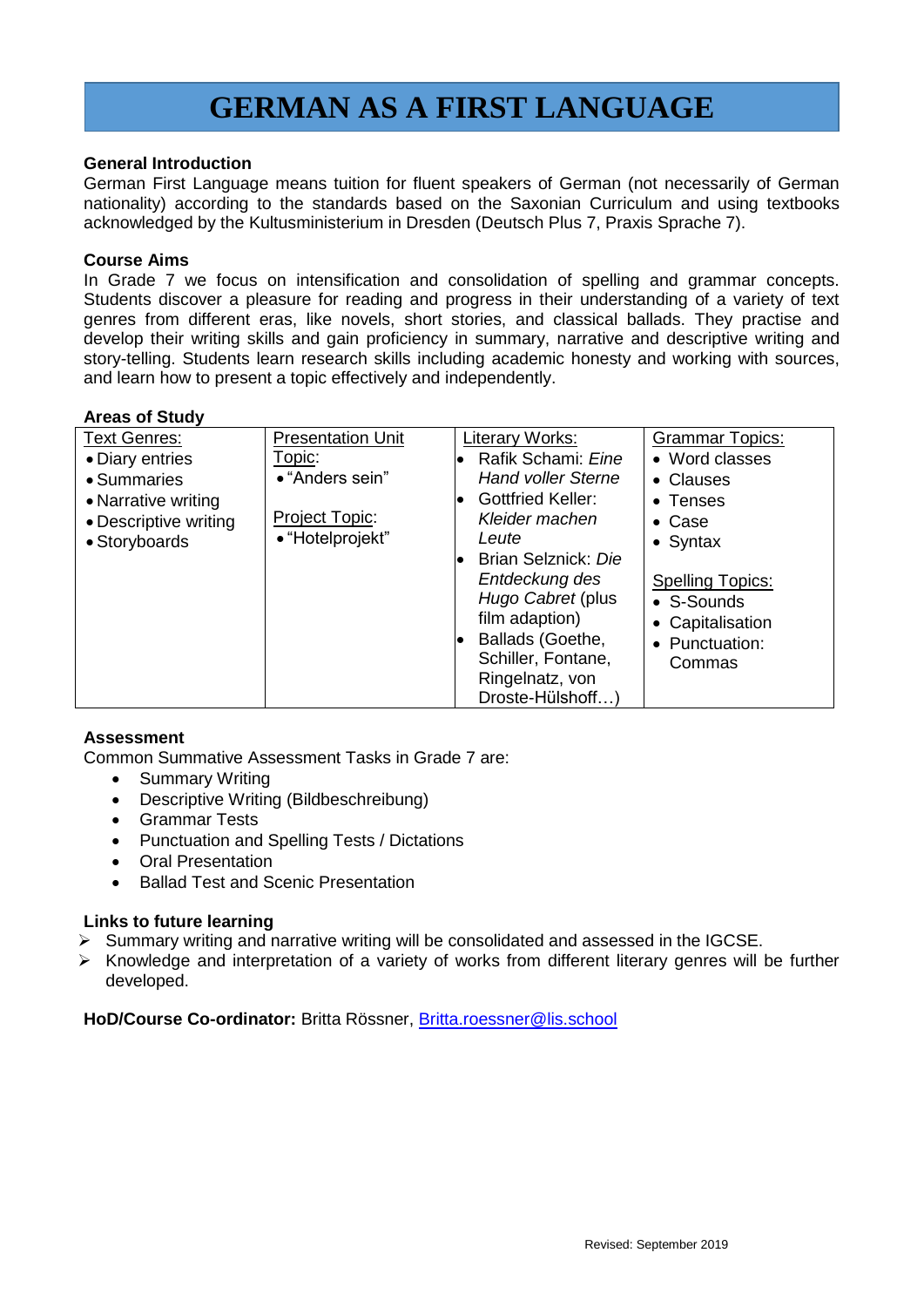# GERMAN AS A FIRST LANGUAGE

**General Introduction**

German First Language means tuition for fluent speakers of German (not necessarily of German nationality) according to the standards based on the Saxonian Curriculum and using textbooks acknowledged by the Kultusministerium in Dresden (Deutsch Plus 7, Praxis Sprache 7).

**Course Aims**

In Grade 7 we focus on intensification and consolidation of spelling and grammar concepts. Students discover a pleasure for reading and progress in their understanding of a variety of text genres from different eras, like novels, short stories, and classical ballads. They practise and develop their writing skills and gain proficiency in summary, narrative and descriptive writing and story-telling. Students learn research skills including academic honesty and working with sources, and learn how to present a topic effectively and independently.

**Areas of Study**

| Text Genres: | Presentation Unit Topic: | Literary Works: | Grammar Topics: |
|---|---|---|---|
| • Diary entries<br>• Summaries<br>• Narrative writing<br>• Descriptive writing<br>• Storyboards | • "Anders sein"<br><br>Project Topic:<br>• "Hotelprojekt" | • Rafik Schami: *Eine Hand voller Sterne*<br>• Gottfried Keller: *Kleider machen Leute*<br>• Brian Selznick: *Die Entdeckung des Hugo Cabret* (plus film adaption)<br>• Ballads (Goethe, Schiller, Fontane, Ringelnatz, von Droste-Hülshoff…) | • Word classes<br>• Clauses<br>• Tenses<br>• Case<br>• Syntax<br><br>Spelling Topics:<br>• S-Sounds<br>• Capitalisation<br>• Punctuation: Commas |

**Assessment**

Common Summative Assessment Tasks in Grade 7 are:

- Summary Writing
- Descriptive Writing (Bildbeschreibung)
- Grammar Tests
- Punctuation and Spelling Tests / Dictations
- Oral Presentation
- Ballad Test and Scenic Presentation

**Links to future learning**

- Summary writing and narrative writing will be consolidated and assessed in the IGCSE.
- Knowledge and interpretation of a variety of works from different literary genres will be further developed.

**HoD/Course Co-ordinator:** Britta Rössner, Britta.roessner@lis.school

Revised: September 2019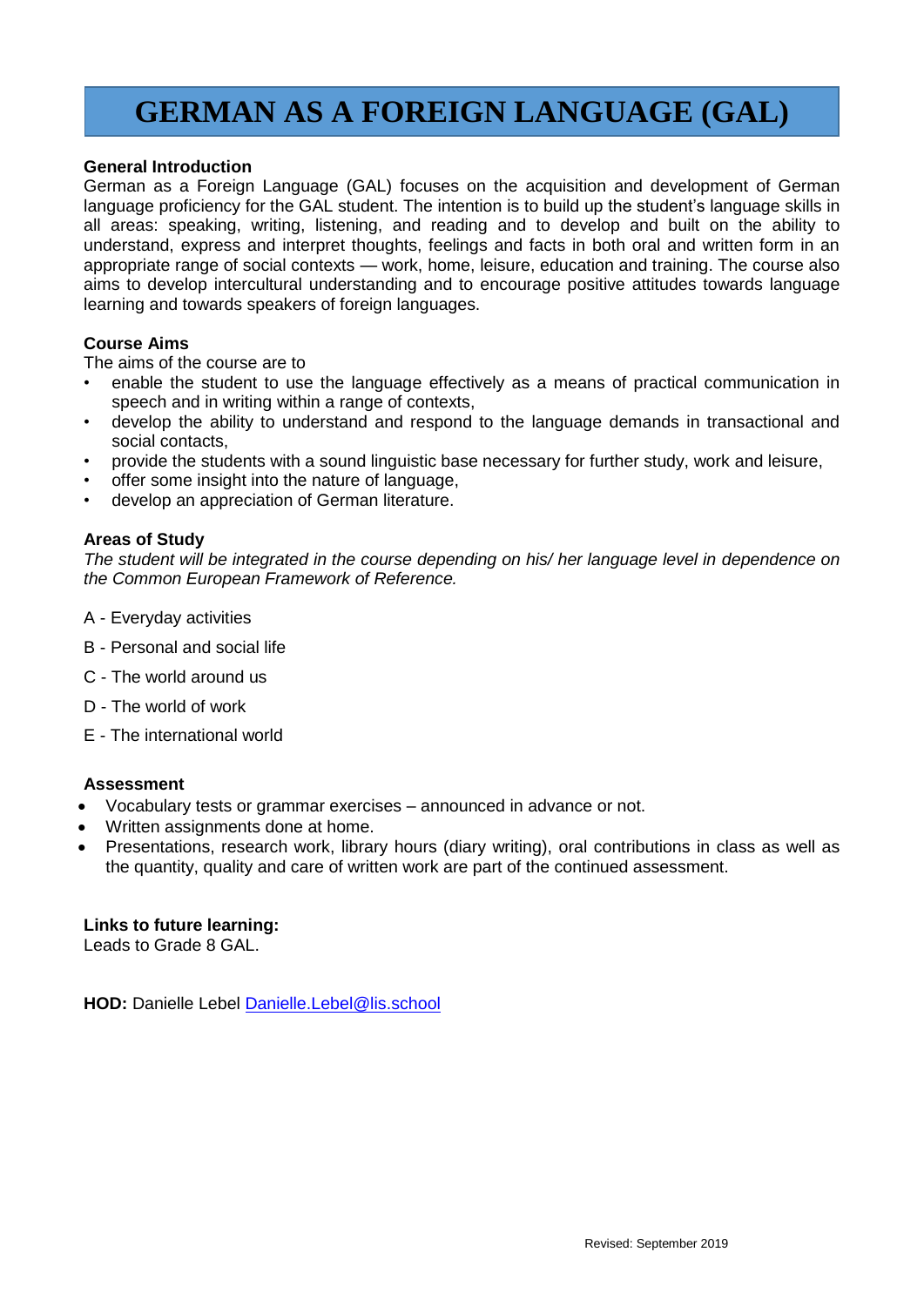# GERMAN AS A FOREIGN LANGUAGE (GAL)

**General Introduction**
German as a Foreign Language (GAL) focuses on the acquisition and development of German language proficiency for the GAL student. The intention is to build up the student's language skills in all areas: speaking, writing, listening, and reading and to develop and built on the ability to understand, express and interpret thoughts, feelings and facts in both oral and written form in an appropriate range of social contexts — work, home, leisure, education and training. The course also aims to develop intercultural understanding and to encourage positive attitudes towards language learning and towards speakers of foreign languages.

**Course Aims**
The aims of the course are to

- enable the student to use the language effectively as a means of practical communication in speech and in writing within a range of contexts,
- develop the ability to understand and respond to the language demands in transactional and social contacts,
- provide the students with a sound linguistic base necessary for further study, work and leisure,
- offer some insight into the nature of language,
- develop an appreciation of German literature.

**Areas of Study**
*The student will be integrated in the course depending on his/ her language level in dependence on the Common European Framework of Reference.*

A - Everyday activities

B - Personal and social life

C - The world around us

D - The world of work

E - The international world

**Assessment**

- Vocabulary tests or grammar exercises – announced in advance or not.
- Written assignments done at home.
- Presentations, research work, library hours (diary writing), oral contributions in class as well as the quantity, quality and care of written work are part of the continued assessment.

**Links to future learning:**
Leads to Grade 8 GAL.

**HOD:** Danielle Lebel Danielle.Lebel@lis.school

Revised: September 2019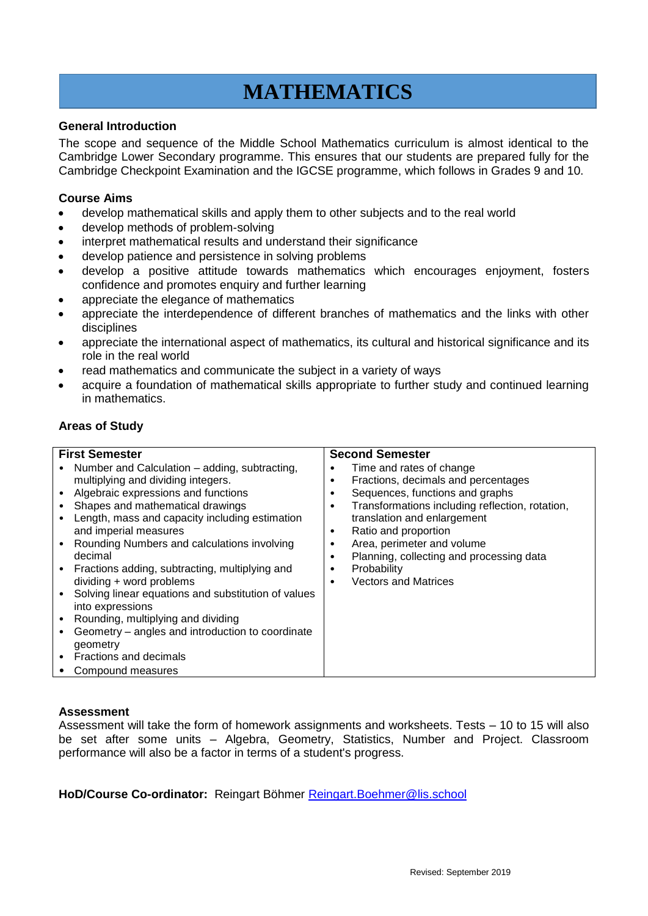# MATHEMATICS

### General Introduction

The scope and sequence of the Middle School Mathematics curriculum is almost identical to the Cambridge Lower Secondary programme. This ensures that our students are prepared fully for the Cambridge Checkpoint Examination and the IGCSE programme, which follows in Grades 9 and 10.

### Course Aims

- develop mathematical skills and apply them to other subjects and to the real world
- develop methods of problem-solving
- interpret mathematical results and understand their significance
- develop patience and persistence in solving problems
- develop a positive attitude towards mathematics which encourages enjoyment, fosters confidence and promotes enquiry and further learning
- appreciate the elegance of mathematics
- appreciate the interdependence of different branches of mathematics and the links with other disciplines
- appreciate the international aspect of mathematics, its cultural and historical significance and its role in the real world
- read mathematics and communicate the subject in a variety of ways
- acquire a foundation of mathematical skills appropriate to further study and continued learning in mathematics.

### Areas of Study

| First Semester | Second Semester |
|---|---|
| • Number and Calculation – adding, subtracting, multiplying and dividing integers.<br>• Algebraic expressions and functions<br>• Shapes and mathematical drawings<br>• Length, mass and capacity including estimation and imperial measures<br>• Rounding Numbers and calculations involving decimal<br>• Fractions adding, subtracting, multiplying and dividing + word problems<br>• Solving linear equations and substitution of values into expressions<br>• Rounding, multiplying and dividing<br>• Geometry – angles and introduction to coordinate geometry<br>• Fractions and decimals<br>• Compound measures | • Time and rates of change<br>• Fractions, decimals and percentages<br>• Sequences, functions and graphs<br>• Transformations including reflection, rotation, translation and enlargement<br>• Ratio and proportion<br>• Area, perimeter and volume<br>• Planning, collecting and processing data<br>• Probability<br>• Vectors and Matrices |

### Assessment

Assessment will take the form of homework assignments and worksheets. Tests – 10 to 15 will also be set after some units – Algebra, Geometry, Statistics, Number and Project. Classroom performance will also be a factor in terms of a student's progress.

**HoD/Course Co-ordinator:** Reingart Böhmer [Reingart.Boehmer@lis.school](mailto:Reingart.Boehmer@lis.school)

Revised: September 2019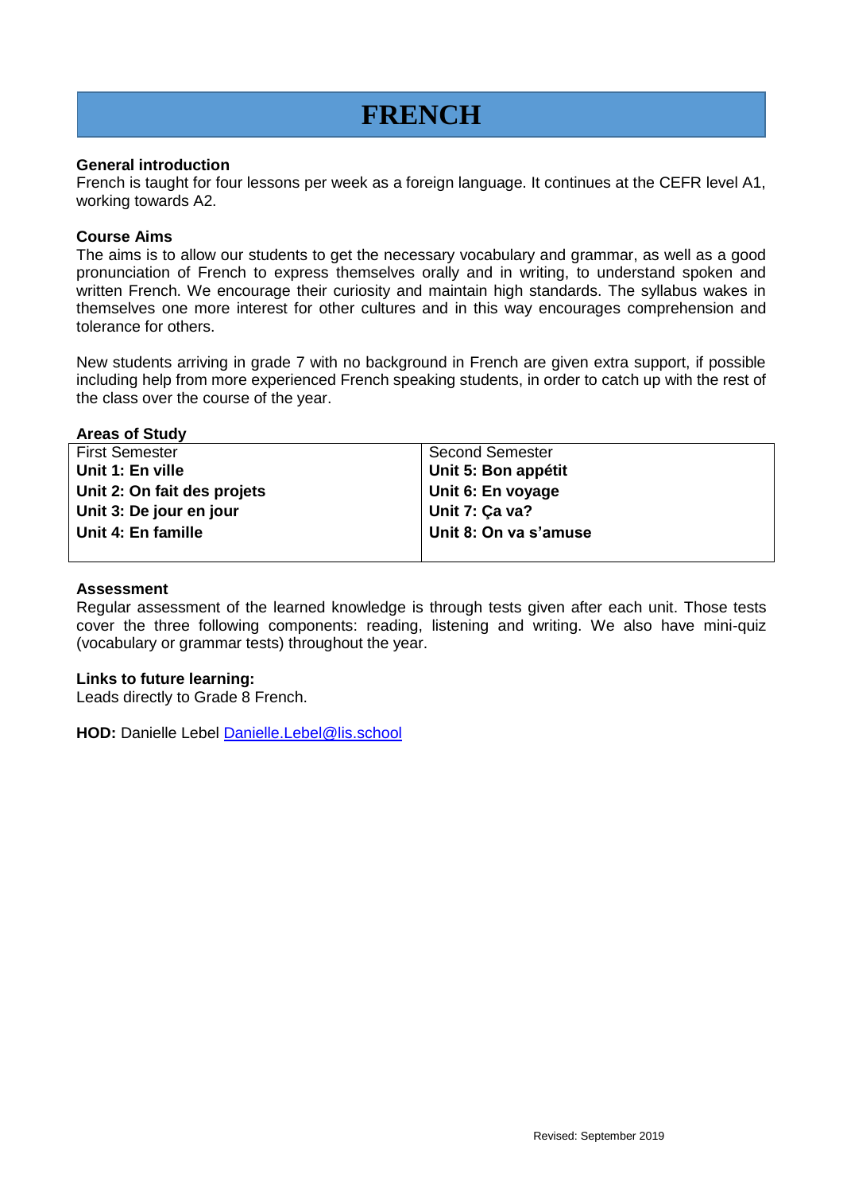# FRENCH

**General introduction**

French is taught for four lessons per week as a foreign language. It continues at the CEFR level A1, working towards A2.

**Course Aims**

The aims is to allow our students to get the necessary vocabulary and grammar, as well as a good pronunciation of French to express themselves orally and in writing, to understand spoken and written French. We encourage their curiosity and maintain high standards. The syllabus wakes in themselves one more interest for other cultures and in this way encourages comprehension and tolerance for others.

New students arriving in grade 7 with no background in French are given extra support, if possible including help from more experienced French speaking students, in order to catch up with the rest of the class over the course of the year.

**Areas of Study**

| First Semester | Second Semester |
|---|---|
| **Unit 1: En ville** | **Unit 5: Bon appétit** |
| **Unit 2: On fait des projets** | **Unit 6: En voyage** |
| **Unit 3: De jour en jour** | **Unit 7: Ça va?** |
| **Unit 4: En famille** | **Unit 8: On va s'amuse** |

**Assessment**

Regular assessment of the learned knowledge is through tests given after each unit. Those tests cover the three following components: reading, listening and writing. We also have mini-quiz (vocabulary or grammar tests) throughout the year.

**Links to future learning:**

Leads directly to Grade 8 French.

**HOD:** Danielle Lebel Danielle.Lebel@lis.school

Revised: September 2019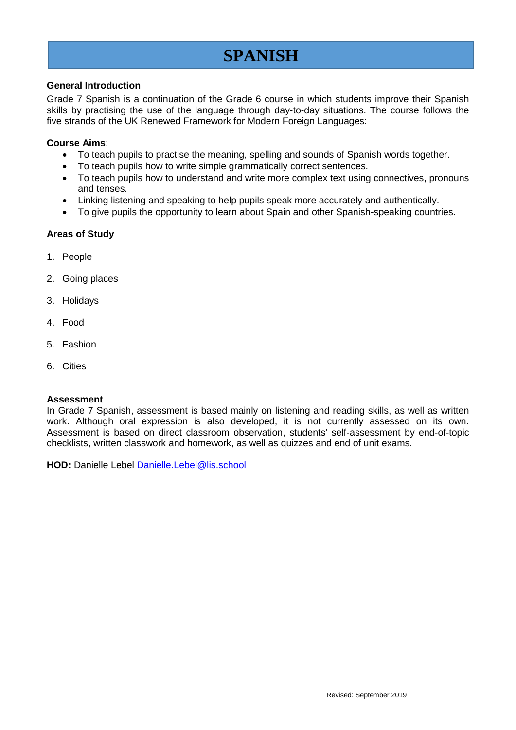# SPANISH

### General Introduction

Grade 7 Spanish is a continuation of the Grade 6 course in which students improve their Spanish skills by practising the use of the language through day-to-day situations. The course follows the five strands of the UK Renewed Framework for Modern Foreign Languages:

### Course Aims:

- To teach pupils to practise the meaning, spelling and sounds of Spanish words together.
- To teach pupils how to write simple grammatically correct sentences.
- To teach pupils how to understand and write more complex text using connectives, pronouns and tenses.
- Linking listening and speaking to help pupils speak more accurately and authentically.
- To give pupils the opportunity to learn about Spain and other Spanish-speaking countries.

### Areas of Study

1. People
2. Going places
3. Holidays
4. Food
5. Fashion
6. Cities

### Assessment

In Grade 7 Spanish, assessment is based mainly on listening and reading skills, as well as written work. Although oral expression is also developed, it is not currently assessed on its own. Assessment is based on direct classroom observation, students' self-assessment by end-of-topic checklists, written classwork and homework, as well as quizzes and end of unit exams.

**HOD:** Danielle Lebel Danielle.Lebel@lis.school

Revised: September 2019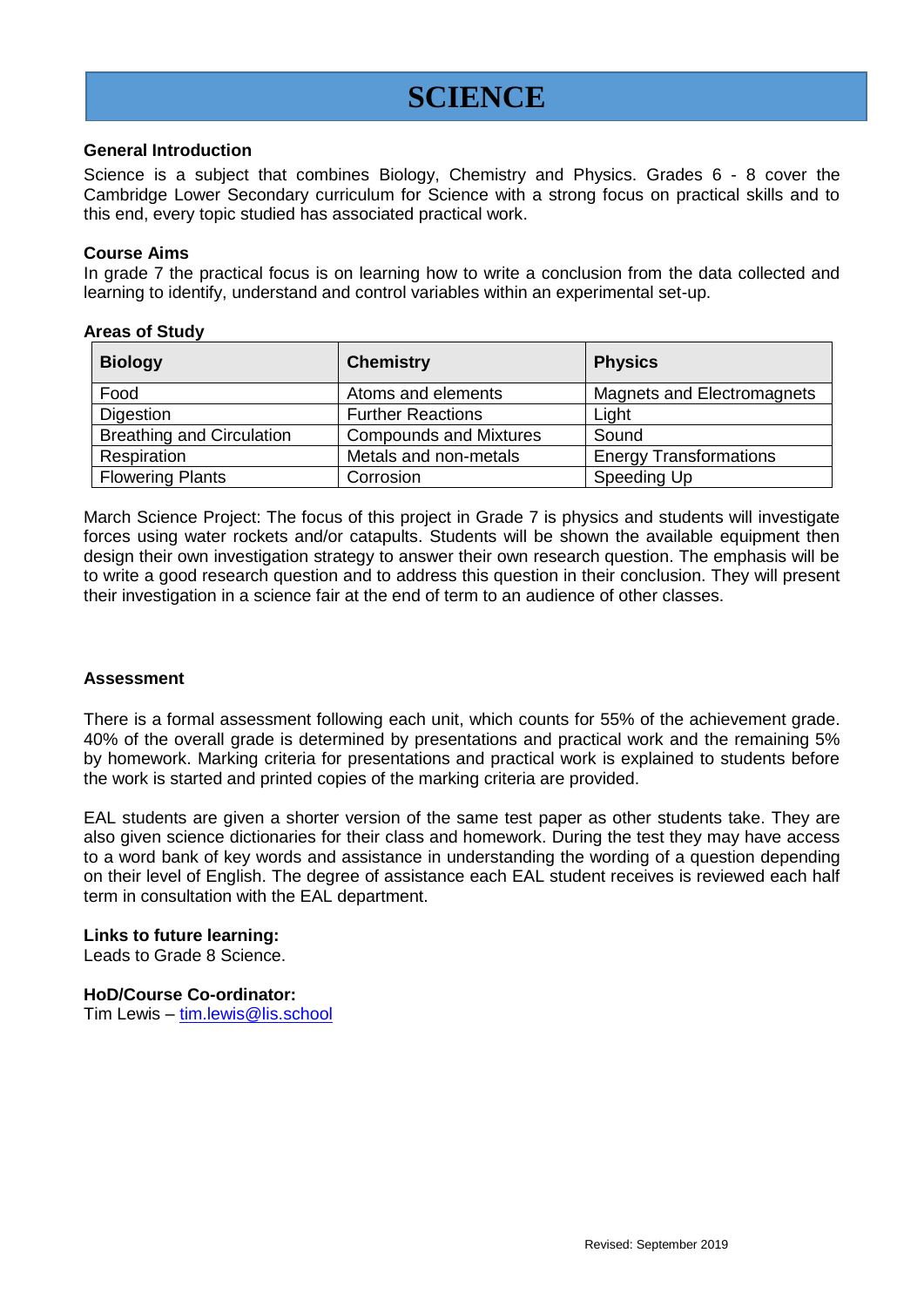# SCIENCE

**General Introduction**

Science is a subject that combines Biology, Chemistry and Physics. Grades 6 - 8 cover the Cambridge Lower Secondary curriculum for Science with a strong focus on practical skills and to this end, every topic studied has associated practical work.

**Course Aims**

In grade 7 the practical focus is on learning how to write a conclusion from the data collected and learning to identify, understand and control variables within an experimental set-up.

**Areas of Study**

| Biology | Chemistry | Physics |
|---|---|---|
| Food | Atoms and elements | Magnets and Electromagnets |
| Digestion | Further Reactions | Light |
| Breathing and Circulation | Compounds and Mixtures | Sound |
| Respiration | Metals and non-metals | Energy Transformations |
| Flowering Plants | Corrosion | Speeding Up |

March Science Project: The focus of this project in Grade 7 is physics and students will investigate forces using water rockets and/or catapults. Students will be shown the available equipment then design their own investigation strategy to answer their own research question. The emphasis will be to write a good research question and to address this question in their conclusion. They will present their investigation in a science fair at the end of term to an audience of other classes.

**Assessment**

There is a formal assessment following each unit, which counts for 55% of the achievement grade. 40% of the overall grade is determined by presentations and practical work and the remaining 5% by homework. Marking criteria for presentations and practical work is explained to students before the work is started and printed copies of the marking criteria are provided.

EAL students are given a shorter version of the same test paper as other students take. They are also given science dictionaries for their class and homework. During the test they may have access to a word bank of key words and assistance in understanding the wording of a question depending on their level of English. The degree of assistance each EAL student receives is reviewed each half term in consultation with the EAL department.

**Links to future learning:**

Leads to Grade 8 Science.

**HoD/Course Co-ordinator:**

Tim Lewis – tim.lewis@lis.school

Revised: September 2019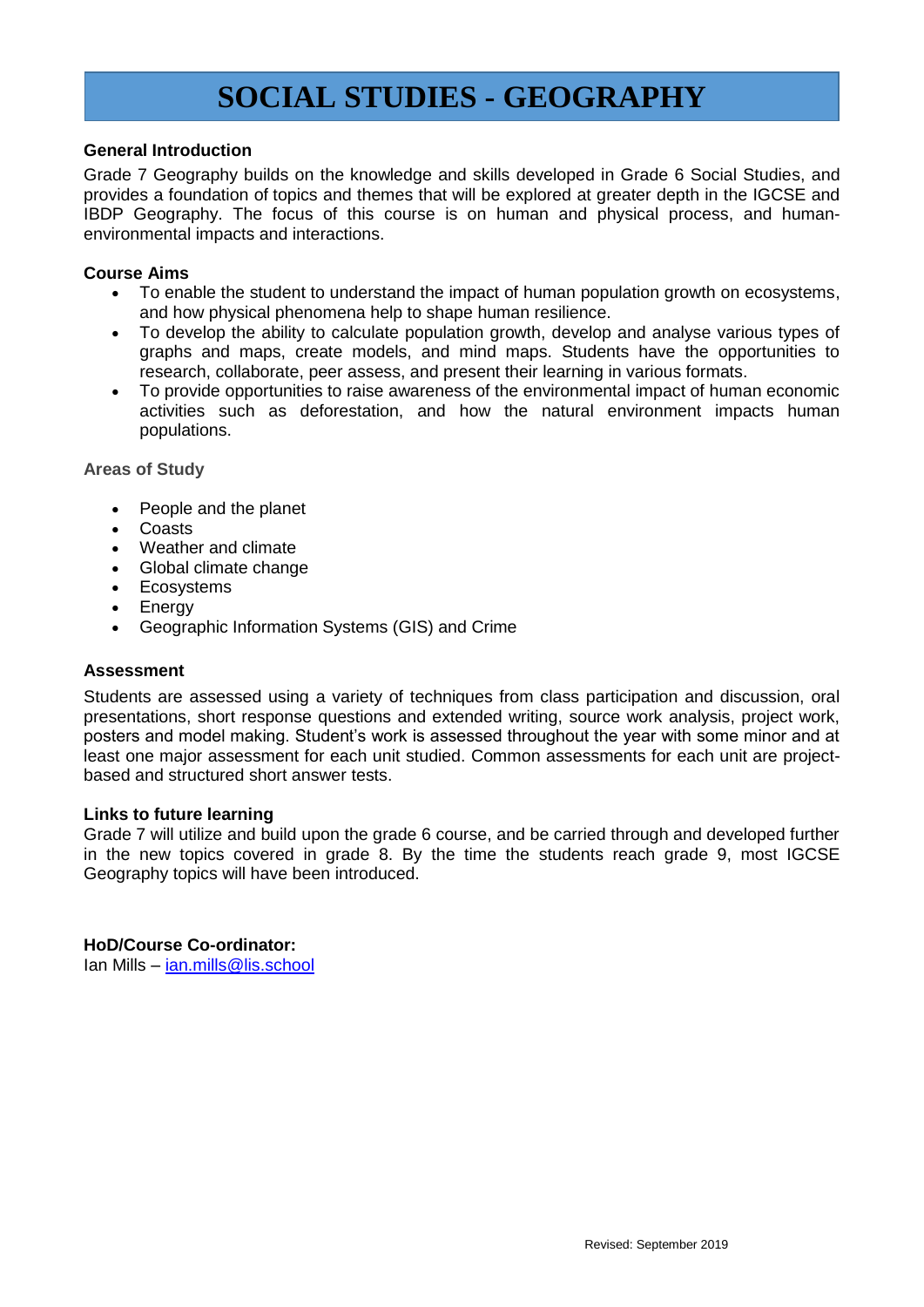# SOCIAL STUDIES - GEOGRAPHY

**General Introduction**

Grade 7 Geography builds on the knowledge and skills developed in Grade 6 Social Studies, and provides a foundation of topics and themes that will be explored at greater depth in the IGCSE and IBDP Geography. The focus of this course is on human and physical process, and human-environmental impacts and interactions.

**Course Aims**

- To enable the student to understand the impact of human population growth on ecosystems, and how physical phenomena help to shape human resilience.
- To develop the ability to calculate population growth, develop and analyse various types of graphs and maps, create models, and mind maps. Students have the opportunities to research, collaborate, peer assess, and present their learning in various formats.
- To provide opportunities to raise awareness of the environmental impact of human economic activities such as deforestation, and how the natural environment impacts human populations.

**Areas of Study**

- People and the planet
- Coasts
- Weather and climate
- Global climate change
- Ecosystems
- Energy
- Geographic Information Systems (GIS) and Crime

**Assessment**

Students are assessed using a variety of techniques from class participation and discussion, oral presentations, short response questions and extended writing, source work analysis, project work, posters and model making. Student's work is assessed throughout the year with some minor and at least one major assessment for each unit studied. Common assessments for each unit are project-based and structured short answer tests.

**Links to future learning**

Grade 7 will utilize and build upon the grade 6 course, and be carried through and developed further in the new topics covered in grade 8. By the time the students reach grade 9, most IGCSE Geography topics will have been introduced.

**HoD/Course Co-ordinator:**
Ian Mills – ian.mills@lis.school

Revised: September 2019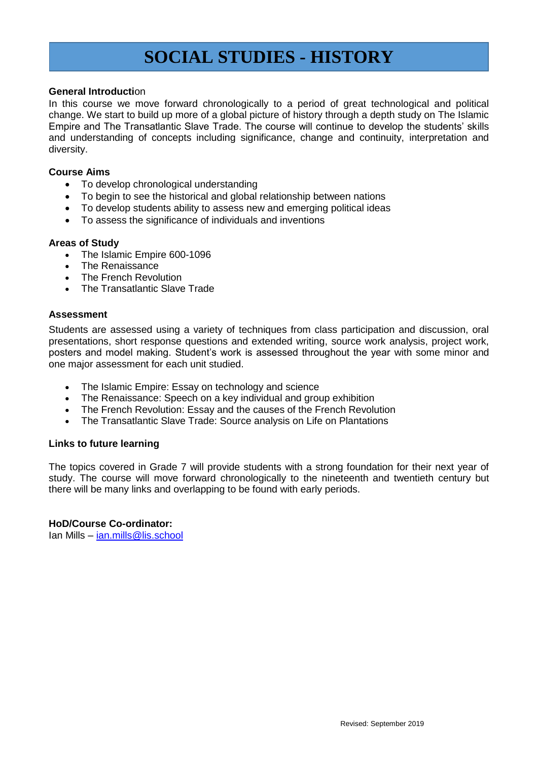# SOCIAL STUDIES - HISTORY

**General Introduction**

In this course we move forward chronologically to a period of great technological and political change. We start to build up more of a global picture of history through a depth study on The Islamic Empire and The Transatlantic Slave Trade. The course will continue to develop the students' skills and understanding of concepts including significance, change and continuity, interpretation and diversity.

**Course Aims**

- To develop chronological understanding
- To begin to see the historical and global relationship between nations
- To develop students ability to assess new and emerging political ideas
- To assess the significance of individuals and inventions

**Areas of Study**

- The Islamic Empire 600-1096
- The Renaissance
- The French Revolution
- The Transatlantic Slave Trade

**Assessment**

Students are assessed using a variety of techniques from class participation and discussion, oral presentations, short response questions and extended writing, source work analysis, project work, posters and model making. Student's work is assessed throughout the year with some minor and one major assessment for each unit studied.

- The Islamic Empire: Essay on technology and science
- The Renaissance: Speech on a key individual and group exhibition
- The French Revolution: Essay and the causes of the French Revolution
- The Transatlantic Slave Trade: Source analysis on Life on Plantations

**Links to future learning**

The topics covered in Grade 7 will provide students with a strong foundation for their next year of study. The course will move forward chronologically to the nineteenth and twentieth century but there will be many links and overlapping to be found with early periods.

**HoD/Course Co-ordinator:**
Ian Mills – ian.mills@lis.school

Revised: September 2019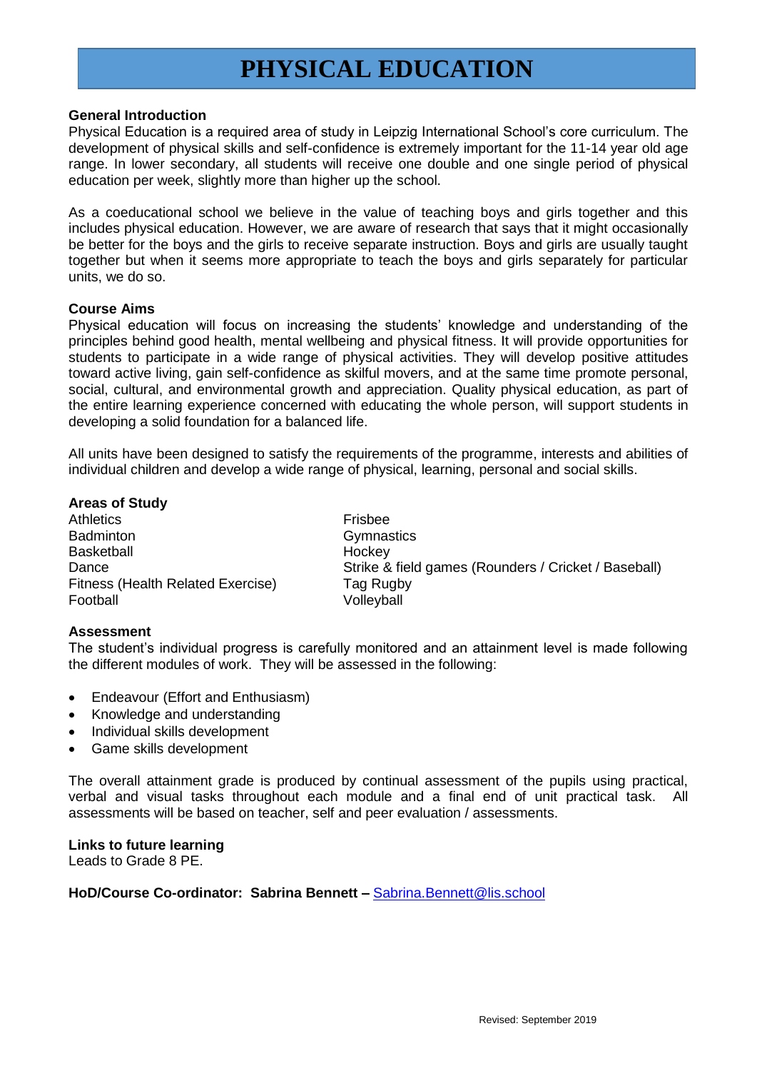# PHYSICAL EDUCATION

**General Introduction**

Physical Education is a required area of study in Leipzig International School's core curriculum. The development of physical skills and self-confidence is extremely important for the 11-14 year old age range. In lower secondary, all students will receive one double and one single period of physical education per week, slightly more than higher up the school.

As a coeducational school we believe in the value of teaching boys and girls together and this includes physical education. However, we are aware of research that says that it might occasionally be better for the boys and the girls to receive separate instruction. Boys and girls are usually taught together but when it seems more appropriate to teach the boys and girls separately for particular units, we do so.

**Course Aims**

Physical education will focus on increasing the students' knowledge and understanding of the principles behind good health, mental wellbeing and physical fitness. It will provide opportunities for students to participate in a wide range of physical activities. They will develop positive attitudes toward active living, gain self-confidence as skilful movers, and at the same time promote personal, social, cultural, and environmental growth and appreciation. Quality physical education, as part of the entire learning experience concerned with educating the whole person, will support students in developing a solid foundation for a balanced life.

All units have been designed to satisfy the requirements of the programme, interests and abilities of individual children and develop a wide range of physical, learning, personal and social skills.

**Areas of Study**

Athletics
Badminton
Basketball
Dance
Fitness (Health Related Exercise)
Football
Frisbee
Gymnastics
Hockey
Strike & field games (Rounders / Cricket / Baseball)
Tag Rugby
Volleyball

**Assessment**

The student's individual progress is carefully monitored and an attainment level is made following the different modules of work. They will be assessed in the following:

- Endeavour (Effort and Enthusiasm)
- Knowledge and understanding
- Individual skills development
- Game skills development

The overall attainment grade is produced by continual assessment of the pupils using practical, verbal and visual tasks throughout each module and a final end of unit practical task. All assessments will be based on teacher, self and peer evaluation / assessments.

**Links to future learning**

Leads to Grade 8 PE.

**HoD/Course Co-ordinator: Sabrina Bennett –** Sabrina.Bennett@lis.school

Revised: September 2019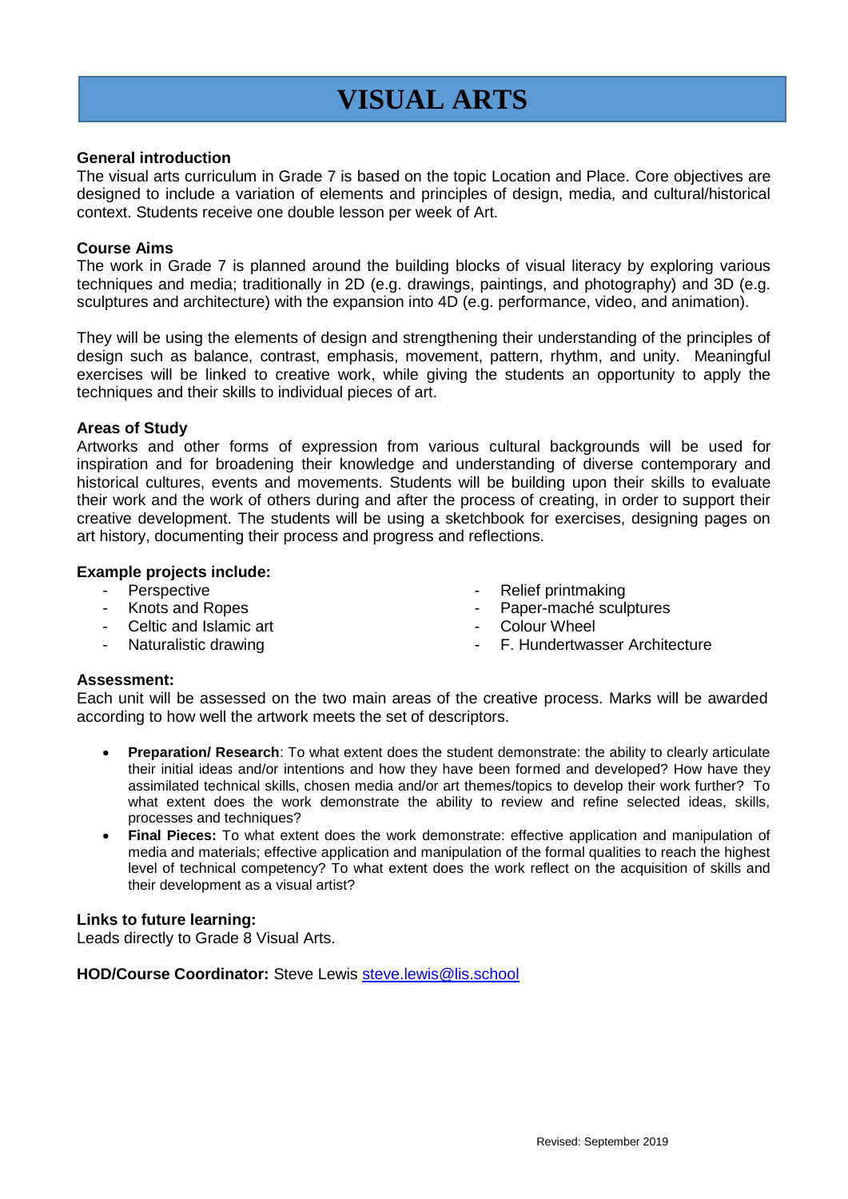# VISUAL ARTS

**General introduction**

The visual arts curriculum in Grade 7 is based on the topic Location and Place. Core objectives are designed to include a variation of elements and principles of design, media, and cultural/historical context. Students receive one double lesson per week of Art.

**Course Aims**

The work in Grade 7 is planned around the building blocks of visual literacy by exploring various techniques and media; traditionally in 2D (e.g. drawings, paintings, and photography) and 3D (e.g. sculptures and architecture) with the expansion into 4D (e.g. performance, video, and animation).

They will be using the elements of design and strengthening their understanding of the principles of design such as balance, contrast, emphasis, movement, pattern, rhythm, and unity. Meaningful exercises will be linked to creative work, while giving the students an opportunity to apply the techniques and their skills to individual pieces of art.

**Areas of Study**

Artworks and other forms of expression from various cultural backgrounds will be used for inspiration and for broadening their knowledge and understanding of diverse contemporary and historical cultures, events and movements. Students will be building upon their skills to evaluate their work and the work of others during and after the process of creating, in order to support their creative development. The students will be using a sketchbook for exercises, designing pages on art history, documenting their process and progress and reflections.

**Example projects include:**

- Perspective
- Knots and Ropes
- Celtic and Islamic art
- Naturalistic drawing
- Relief printmaking
- Paper-maché sculptures
- Colour Wheel
- F. Hundertwasser Architecture

**Assessment:**

Each unit will be assessed on the two main areas of the creative process. Marks will be awarded according to how well the artwork meets the set of descriptors.

- **Preparation/ Research**: To what extent does the student demonstrate: the ability to clearly articulate their initial ideas and/or intentions and how they have been formed and developed? How have they assimilated technical skills, chosen media and/or art themes/topics to develop their work further? To what extent does the work demonstrate the ability to review and refine selected ideas, skills, processes and techniques?
- **Final Pieces:** To what extent does the work demonstrate: effective application and manipulation of media and materials; effective application and manipulation of the formal qualities to reach the highest level of technical competency? To what extent does the work reflect on the acquisition of skills and their development as a visual artist?

**Links to future learning:**

Leads directly to Grade 8 Visual Arts.

**HOD/Course Coordinator:** Steve Lewis steve.lewis@lis.school

Revised: September 2019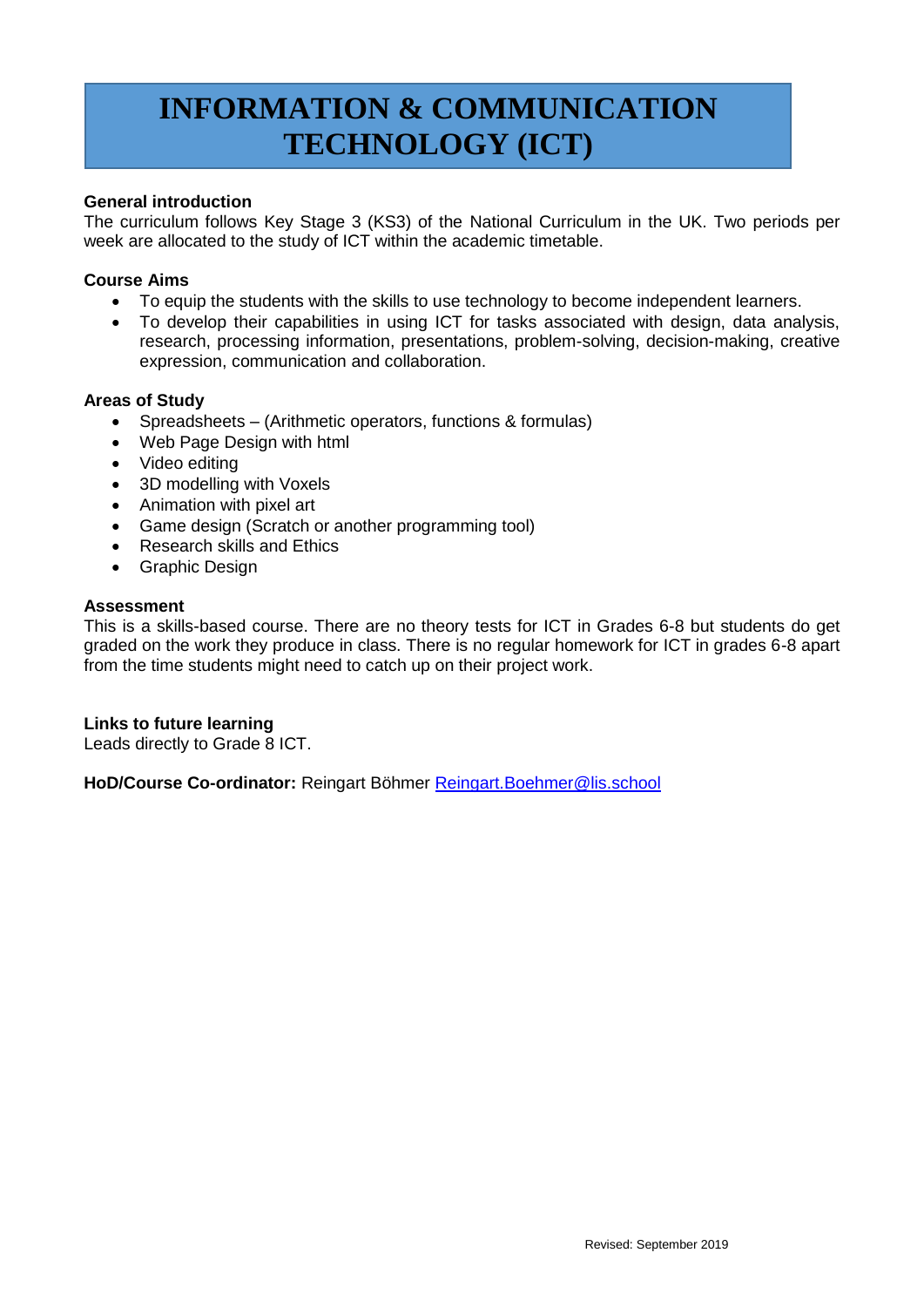# INFORMATION & COMMUNICATION TECHNOLOGY (ICT)

**General introduction**

The curriculum follows Key Stage 3 (KS3) of the National Curriculum in the UK. Two periods per week are allocated to the study of ICT within the academic timetable.

**Course Aims**

- To equip the students with the skills to use technology to become independent learners.
- To develop their capabilities in using ICT for tasks associated with design, data analysis, research, processing information, presentations, problem-solving, decision-making, creative expression, communication and collaboration.

**Areas of Study**

- Spreadsheets – (Arithmetic operators, functions & formulas)
- Web Page Design with html
- Video editing
- 3D modelling with Voxels
- Animation with pixel art
- Game design (Scratch or another programming tool)
- Research skills and Ethics
- Graphic Design

**Assessment**

This is a skills-based course. There are no theory tests for ICT in Grades 6-8 but students do get graded on the work they produce in class. There is no regular homework for ICT in grades 6-8 apart from the time students might need to catch up on their project work.

**Links to future learning**

Leads directly to Grade 8 ICT.

**HoD/Course Co-ordinator:** Reingart Böhmer Reingart.Boehmer@lis.school

Revised: September 2019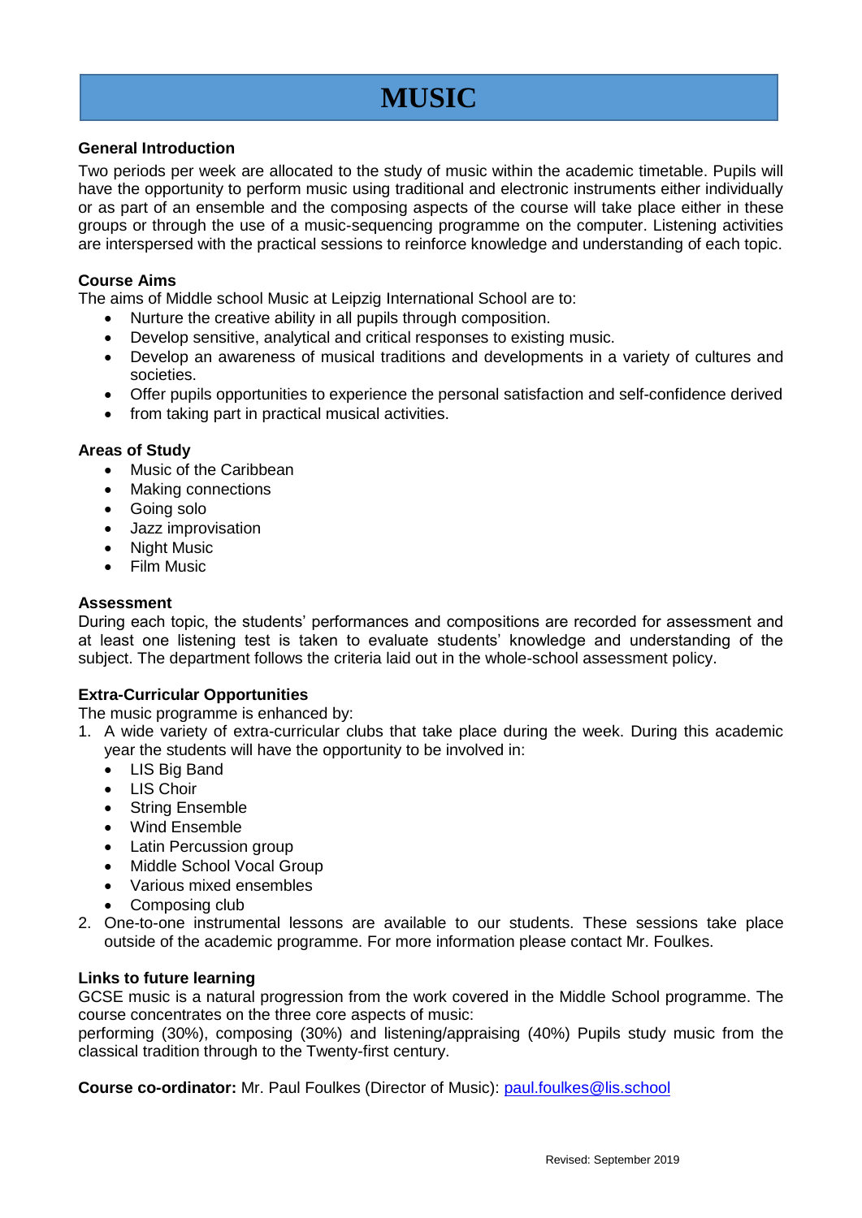# MUSIC

**General Introduction**

Two periods per week are allocated to the study of music within the academic timetable. Pupils will have the opportunity to perform music using traditional and electronic instruments either individually or as part of an ensemble and the composing aspects of the course will take place either in these groups or through the use of a music-sequencing programme on the computer. Listening activities are interspersed with the practical sessions to reinforce knowledge and understanding of each topic.

**Course Aims**

The aims of Middle school Music at Leipzig International School are to:

- Nurture the creative ability in all pupils through composition.
- Develop sensitive, analytical and critical responses to existing music.
- Develop an awareness of musical traditions and developments in a variety of cultures and societies.
- Offer pupils opportunities to experience the personal satisfaction and self-confidence derived
- from taking part in practical musical activities.

**Areas of Study**

- Music of the Caribbean
- Making connections
- Going solo
- Jazz improvisation
- Night Music
- Film Music

**Assessment**

During each topic, the students' performances and compositions are recorded for assessment and at least one listening test is taken to evaluate students' knowledge and understanding of the subject. The department follows the criteria laid out in the whole-school assessment policy.

**Extra-Curricular Opportunities**

The music programme is enhanced by:

1. A wide variety of extra-curricular clubs that take place during the week. During this academic year the students will have the opportunity to be involved in:
   - LIS Big Band
   - LIS Choir
   - String Ensemble
   - Wind Ensemble
   - Latin Percussion group
   - Middle School Vocal Group
   - Various mixed ensembles
   - Composing club
2. One-to-one instrumental lessons are available to our students. These sessions take place outside of the academic programme. For more information please contact Mr. Foulkes.

**Links to future learning**

GCSE music is a natural progression from the work covered in the Middle School programme. The course concentrates on the three core aspects of music:
performing (30%), composing (30%) and listening/appraising (40%) Pupils study music from the classical tradition through to the Twenty-first century.

**Course co-ordinator:** Mr. Paul Foulkes (Director of Music): paul.foulkes@lis.school

Revised: September 2019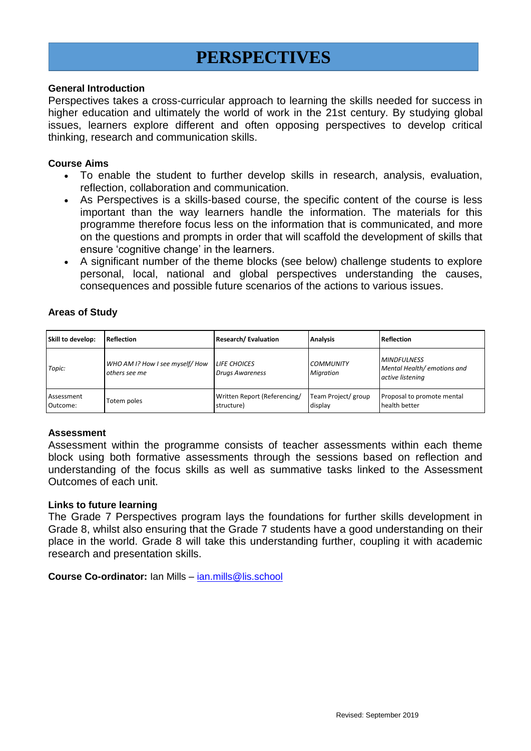# PERSPECTIVES

**General Introduction**

Perspectives takes a cross-curricular approach to learning the skills needed for success in higher education and ultimately the world of work in the 21st century. By studying global issues, learners explore different and often opposing perspectives to develop critical thinking, research and communication skills.

**Course Aims**

- To enable the student to further develop skills in research, analysis, evaluation, reflection, collaboration and communication.
- As Perspectives is a skills-based course, the specific content of the course is less important than the way learners handle the information. The materials for this programme therefore focus less on the information that is communicated, and more on the questions and prompts in order that will scaffold the development of skills that ensure 'cognitive change' in the learners.
- A significant number of the theme blocks (see below) challenge students to explore personal, local, national and global perspectives understanding the causes, consequences and possible future scenarios of the actions to various issues.

**Areas of Study**

| Skill to develop: | Reflection | Research/ Evaluation | Analysis | Reflection |
|---|---|---|---|---|
| *Topic:* | *WHO AM I? How I see myself/ How others see me* | *LIFE CHOICES Drugs Awareness* | *COMMUNITY Migration* | *MINDFULNESS Mental Health/ emotions and active listening* |
| Assessment Outcome: | Totem poles | Written Report (Referencing/ structure) | Team Project/ group display | Proposal to promote mental health better |

**Assessment**

Assessment within the programme consists of teacher assessments within each theme block using both formative assessments through the sessions based on reflection and understanding of the focus skills as well as summative tasks linked to the Assessment Outcomes of each unit.

**Links to future learning**

The Grade 7 Perspectives program lays the foundations for further skills development in Grade 8, whilst also ensuring that the Grade 7 students have a good understanding on their place in the world. Grade 8 will take this understanding further, coupling it with academic research and presentation skills.

**Course Co-ordinator:** Ian Mills – ian.mills@lis.school

Revised: September 2019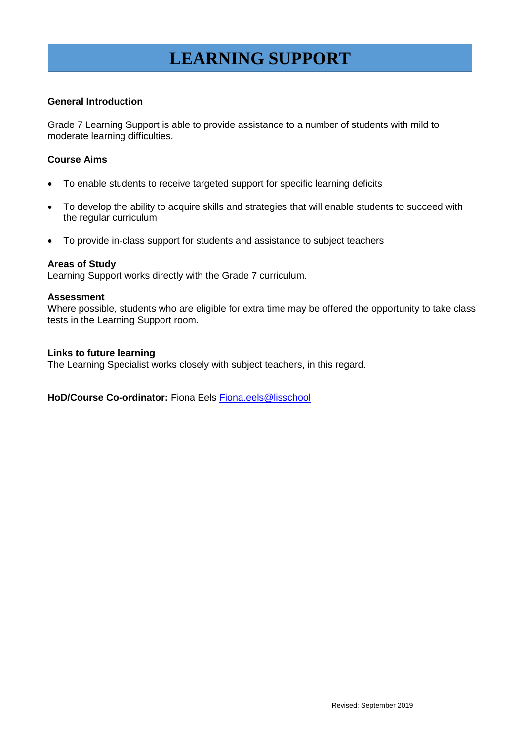# LEARNING SUPPORT

**General Introduction**

Grade 7 Learning Support is able to provide assistance to a number of students with mild to moderate learning difficulties.

**Course Aims**

- To enable students to receive targeted support for specific learning deficits
- To develop the ability to acquire skills and strategies that will enable students to succeed with the regular curriculum
- To provide in-class support for students and assistance to subject teachers

**Areas of Study**
Learning Support works directly with the Grade 7 curriculum.

**Assessment**
Where possible, students who are eligible for extra time may be offered the opportunity to take class tests in the Learning Support room.

**Links to future learning**
The Learning Specialist works closely with subject teachers, in this regard.

**HoD/Course Co-ordinator:** Fiona Eels Fiona.eels@lisschool

Revised: September 2019